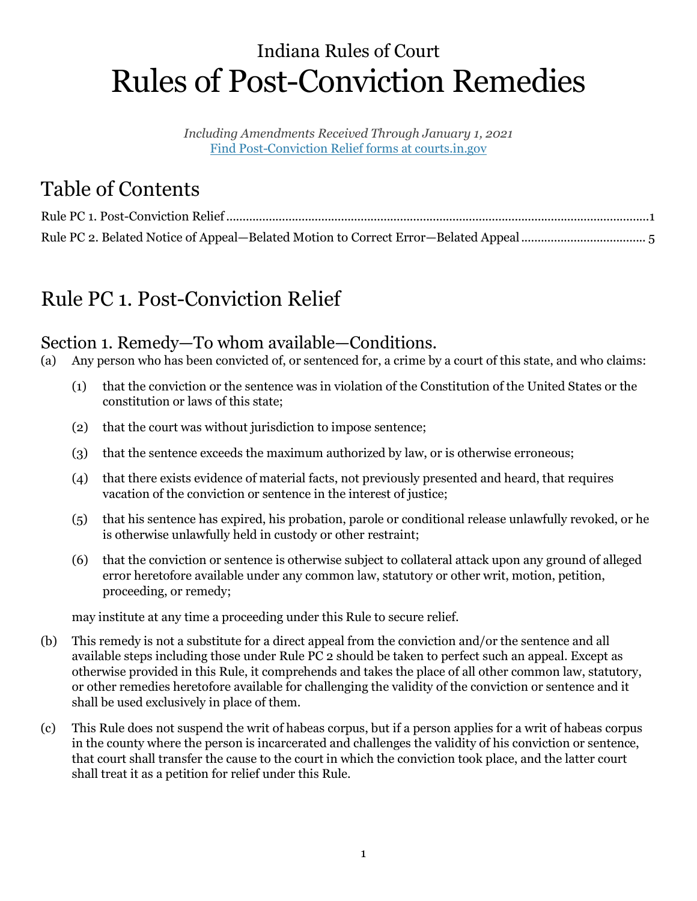# Indiana Rules of Court
# Rules of Post-Conviction Remedies

*Including Amendments Received Through January 1, 2021*
[Find Post-Conviction Relief forms at courts.in.gov]

## Table of Contents

Rule PC 1. Post-Conviction Relief ........................................................................................................................1
Rule PC 2. Belated Notice of Appeal—Belated Motion to Correct Error—Belated Appeal ..................................... 5

## Rule PC 1. Post-Conviction Relief

### Section 1. Remedy—To whom available—Conditions.

(a) Any person who has been convicted of, or sentenced for, a crime by a court of this state, and who claims:

   (1) that the conviction or the sentence was in violation of the Constitution of the United States or the constitution or laws of this state;

   (2) that the court was without jurisdiction to impose sentence;

   (3) that the sentence exceeds the maximum authorized by law, or is otherwise erroneous;

   (4) that there exists evidence of material facts, not previously presented and heard, that requires vacation of the conviction or sentence in the interest of justice;

   (5) that his sentence has expired, his probation, parole or conditional release unlawfully revoked, or he is otherwise unlawfully held in custody or other restraint;

   (6) that the conviction or sentence is otherwise subject to collateral attack upon any ground of alleged error heretofore available under any common law, statutory or other writ, motion, petition, proceeding, or remedy;

   may institute at any time a proceeding under this Rule to secure relief.

(b) This remedy is not a substitute for a direct appeal from the conviction and/or the sentence and all available steps including those under Rule PC 2 should be taken to perfect such an appeal. Except as otherwise provided in this Rule, it comprehends and takes the place of all other common law, statutory, or other remedies heretofore available for challenging the validity of the conviction or sentence and it shall be used exclusively in place of them.

(c) This Rule does not suspend the writ of habeas corpus, but if a person applies for a writ of habeas corpus in the county where the person is incarcerated and challenges the validity of his conviction or sentence, that court shall transfer the cause to the court in which the conviction took place, and the latter court shall treat it as a petition for relief under this Rule.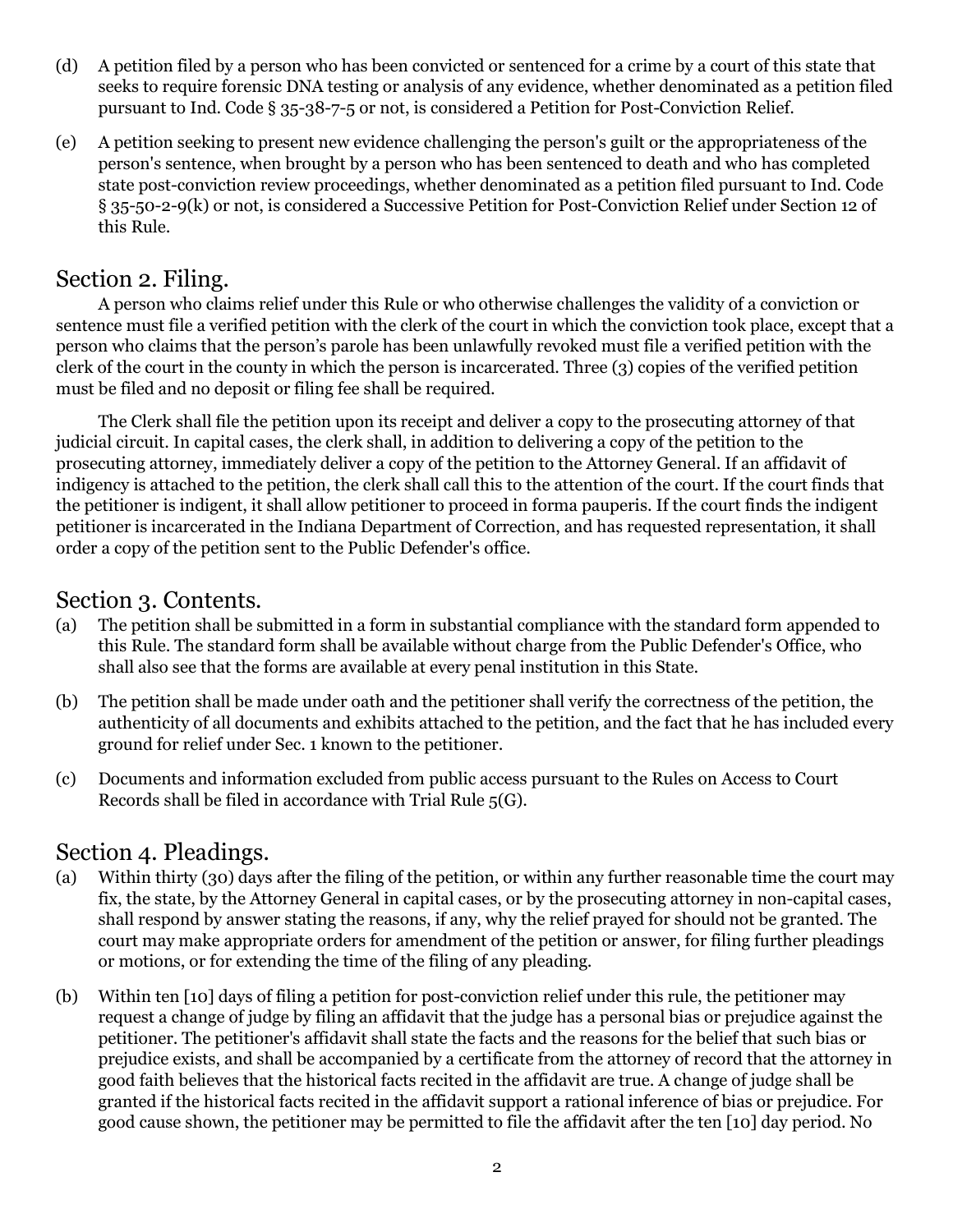(d) A petition filed by a person who has been convicted or sentenced for a crime by a court of this state that seeks to require forensic DNA testing or analysis of any evidence, whether denominated as a petition filed pursuant to Ind. Code § 35-38-7-5 or not, is considered a Petition for Post-Conviction Relief.

(e) A petition seeking to present new evidence challenging the person's guilt or the appropriateness of the person's sentence, when brought by a person who has been sentenced to death and who has completed state post-conviction review proceedings, whether denominated as a petition filed pursuant to Ind. Code § 35-50-2-9(k) or not, is considered a Successive Petition for Post-Conviction Relief under Section 12 of this Rule.

## Section 2. Filing.

A person who claims relief under this Rule or who otherwise challenges the validity of a conviction or sentence must file a verified petition with the clerk of the court in which the conviction took place, except that a person who claims that the person's parole has been unlawfully revoked must file a verified petition with the clerk of the court in the county in which the person is incarcerated. Three (3) copies of the verified petition must be filed and no deposit or filing fee shall be required.

The Clerk shall file the petition upon its receipt and deliver a copy to the prosecuting attorney of that judicial circuit. In capital cases, the clerk shall, in addition to delivering a copy of the petition to the prosecuting attorney, immediately deliver a copy of the petition to the Attorney General. If an affidavit of indigency is attached to the petition, the clerk shall call this to the attention of the court. If the court finds that the petitioner is indigent, it shall allow petitioner to proceed in forma pauperis. If the court finds the indigent petitioner is incarcerated in the Indiana Department of Correction, and has requested representation, it shall order a copy of the petition sent to the Public Defender's office.

## Section 3. Contents.

(a) The petition shall be submitted in a form in substantial compliance with the standard form appended to this Rule. The standard form shall be available without charge from the Public Defender's Office, who shall also see that the forms are available at every penal institution in this State.

(b) The petition shall be made under oath and the petitioner shall verify the correctness of the petition, the authenticity of all documents and exhibits attached to the petition, and the fact that he has included every ground for relief under Sec. 1 known to the petitioner.

(c) Documents and information excluded from public access pursuant to the Rules on Access to Court Records shall be filed in accordance with Trial Rule 5(G).

## Section 4. Pleadings.

(a) Within thirty (30) days after the filing of the petition, or within any further reasonable time the court may fix, the state, by the Attorney General in capital cases, or by the prosecuting attorney in non-capital cases, shall respond by answer stating the reasons, if any, why the relief prayed for should not be granted. The court may make appropriate orders for amendment of the petition or answer, for filing further pleadings or motions, or for extending the time of the filing of any pleading.

(b) Within ten [10] days of filing a petition for post-conviction relief under this rule, the petitioner may request a change of judge by filing an affidavit that the judge has a personal bias or prejudice against the petitioner. The petitioner's affidavit shall state the facts and the reasons for the belief that such bias or prejudice exists, and shall be accompanied by a certificate from the attorney of record that the attorney in good faith believes that the historical facts recited in the affidavit are true. A change of judge shall be granted if the historical facts recited in the affidavit support a rational inference of bias or prejudice. For good cause shown, the petitioner may be permitted to file the affidavit after the ten [10] day period. No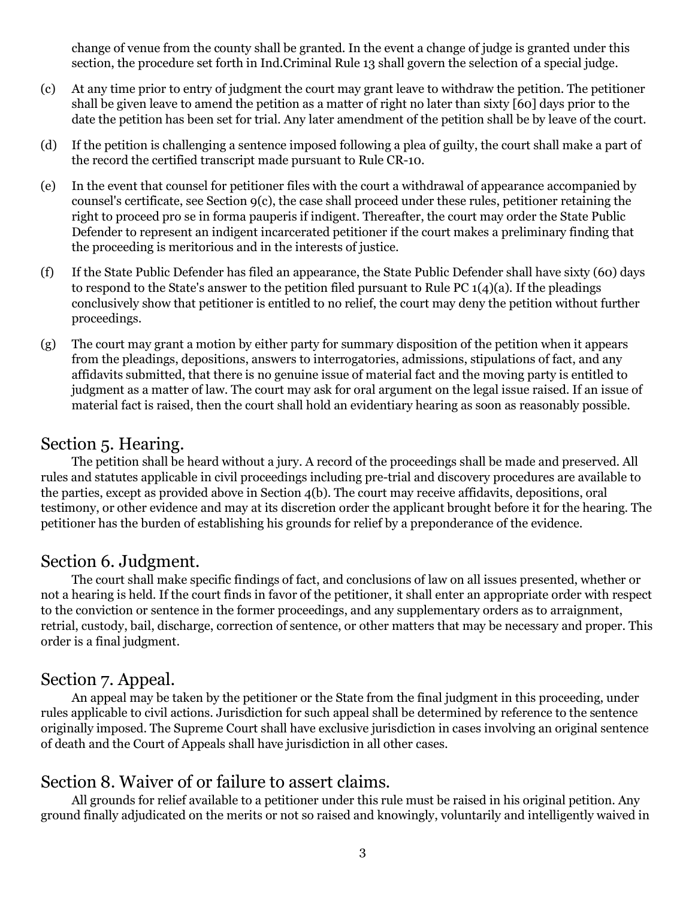change of venue from the county shall be granted. In the event a change of judge is granted under this section, the procedure set forth in Ind.Criminal Rule 13 shall govern the selection of a special judge.

(c) At any time prior to entry of judgment the court may grant leave to withdraw the petition. The petitioner shall be given leave to amend the petition as a matter of right no later than sixty [60] days prior to the date the petition has been set for trial. Any later amendment of the petition shall be by leave of the court.

(d) If the petition is challenging a sentence imposed following a plea of guilty, the court shall make a part of the record the certified transcript made pursuant to Rule CR-10.

(e) In the event that counsel for petitioner files with the court a withdrawal of appearance accompanied by counsel's certificate, see Section 9(c), the case shall proceed under these rules, petitioner retaining the right to proceed pro se in forma pauperis if indigent. Thereafter, the court may order the State Public Defender to represent an indigent incarcerated petitioner if the court makes a preliminary finding that the proceeding is meritorious and in the interests of justice.

(f) If the State Public Defender has filed an appearance, the State Public Defender shall have sixty (60) days to respond to the State's answer to the petition filed pursuant to Rule PC 1(4)(a). If the pleadings conclusively show that petitioner is entitled to no relief, the court may deny the petition without further proceedings.

(g) The court may grant a motion by either party for summary disposition of the petition when it appears from the pleadings, depositions, answers to interrogatories, admissions, stipulations of fact, and any affidavits submitted, that there is no genuine issue of material fact and the moving party is entitled to judgment as a matter of law. The court may ask for oral argument on the legal issue raised. If an issue of material fact is raised, then the court shall hold an evidentiary hearing as soon as reasonably possible.

## Section 5. Hearing.

The petition shall be heard without a jury. A record of the proceedings shall be made and preserved. All rules and statutes applicable in civil proceedings including pre-trial and discovery procedures are available to the parties, except as provided above in Section 4(b). The court may receive affidavits, depositions, oral testimony, or other evidence and may at its discretion order the applicant brought before it for the hearing. The petitioner has the burden of establishing his grounds for relief by a preponderance of the evidence.

## Section 6. Judgment.

The court shall make specific findings of fact, and conclusions of law on all issues presented, whether or not a hearing is held. If the court finds in favor of the petitioner, it shall enter an appropriate order with respect to the conviction or sentence in the former proceedings, and any supplementary orders as to arraignment, retrial, custody, bail, discharge, correction of sentence, or other matters that may be necessary and proper. This order is a final judgment.

## Section 7. Appeal.

An appeal may be taken by the petitioner or the State from the final judgment in this proceeding, under rules applicable to civil actions. Jurisdiction for such appeal shall be determined by reference to the sentence originally imposed. The Supreme Court shall have exclusive jurisdiction in cases involving an original sentence of death and the Court of Appeals shall have jurisdiction in all other cases.

## Section 8. Waiver of or failure to assert claims.

All grounds for relief available to a petitioner under this rule must be raised in his original petition. Any ground finally adjudicated on the merits or not so raised and knowingly, voluntarily and intelligently waived in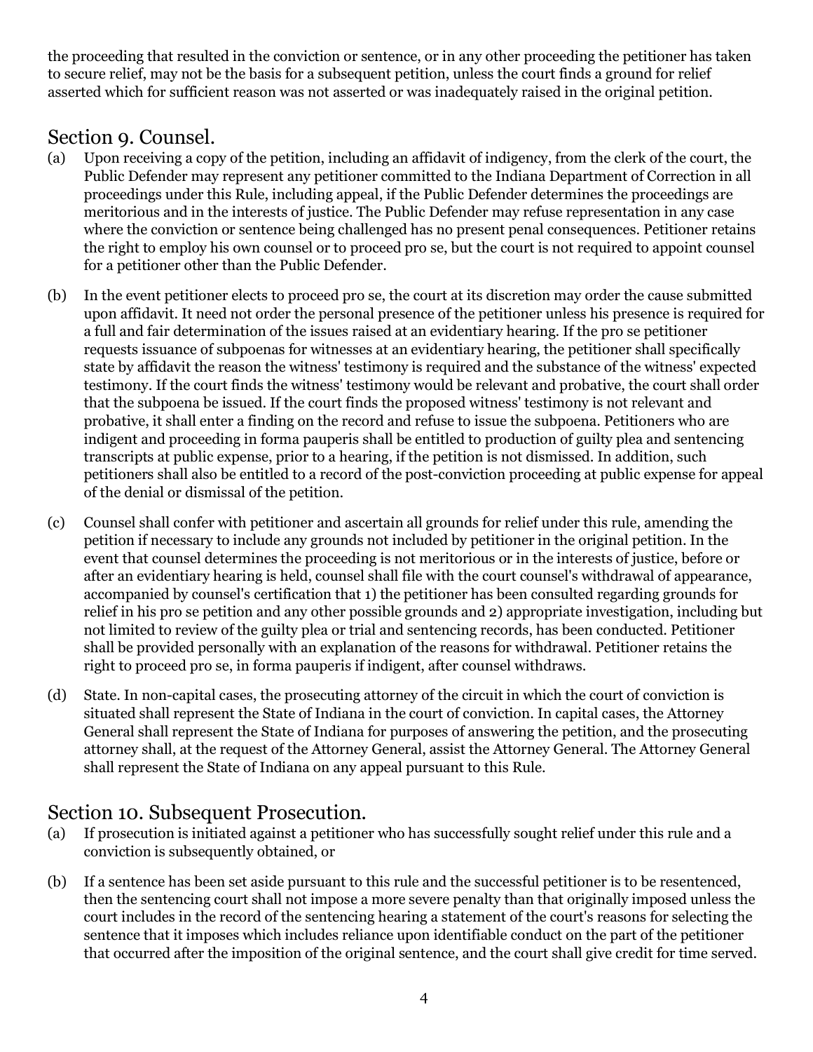the proceeding that resulted in the conviction or sentence, or in any other proceeding the petitioner has taken to secure relief, may not be the basis for a subsequent petition, unless the court finds a ground for relief asserted which for sufficient reason was not asserted or was inadequately raised in the original petition.

## Section 9. Counsel.

(a) Upon receiving a copy of the petition, including an affidavit of indigency, from the clerk of the court, the Public Defender may represent any petitioner committed to the Indiana Department of Correction in all proceedings under this Rule, including appeal, if the Public Defender determines the proceedings are meritorious and in the interests of justice. The Public Defender may refuse representation in any case where the conviction or sentence being challenged has no present penal consequences. Petitioner retains the right to employ his own counsel or to proceed pro se, but the court is not required to appoint counsel for a petitioner other than the Public Defender.

(b) In the event petitioner elects to proceed pro se, the court at its discretion may order the cause submitted upon affidavit. It need not order the personal presence of the petitioner unless his presence is required for a full and fair determination of the issues raised at an evidentiary hearing. If the pro se petitioner requests issuance of subpoenas for witnesses at an evidentiary hearing, the petitioner shall specifically state by affidavit the reason the witness' testimony is required and the substance of the witness' expected testimony. If the court finds the witness' testimony would be relevant and probative, the court shall order that the subpoena be issued. If the court finds the proposed witness' testimony is not relevant and probative, it shall enter a finding on the record and refuse to issue the subpoena. Petitioners who are indigent and proceeding in forma pauperis shall be entitled to production of guilty plea and sentencing transcripts at public expense, prior to a hearing, if the petition is not dismissed. In addition, such petitioners shall also be entitled to a record of the post-conviction proceeding at public expense for appeal of the denial or dismissal of the petition.

(c) Counsel shall confer with petitioner and ascertain all grounds for relief under this rule, amending the petition if necessary to include any grounds not included by petitioner in the original petition. In the event that counsel determines the proceeding is not meritorious or in the interests of justice, before or after an evidentiary hearing is held, counsel shall file with the court counsel's withdrawal of appearance, accompanied by counsel's certification that 1) the petitioner has been consulted regarding grounds for relief in his pro se petition and any other possible grounds and 2) appropriate investigation, including but not limited to review of the guilty plea or trial and sentencing records, has been conducted. Petitioner shall be provided personally with an explanation of the reasons for withdrawal. Petitioner retains the right to proceed pro se, in forma pauperis if indigent, after counsel withdraws.

(d) State. In non-capital cases, the prosecuting attorney of the circuit in which the court of conviction is situated shall represent the State of Indiana in the court of conviction. In capital cases, the Attorney General shall represent the State of Indiana for purposes of answering the petition, and the prosecuting attorney shall, at the request of the Attorney General, assist the Attorney General. The Attorney General shall represent the State of Indiana on any appeal pursuant to this Rule.

## Section 10. Subsequent Prosecution.

(a) If prosecution is initiated against a petitioner who has successfully sought relief under this rule and a conviction is subsequently obtained, or

(b) If a sentence has been set aside pursuant to this rule and the successful petitioner is to be resentenced, then the sentencing court shall not impose a more severe penalty than that originally imposed unless the court includes in the record of the sentencing hearing a statement of the court's reasons for selecting the sentence that it imposes which includes reliance upon identifiable conduct on the part of the petitioner that occurred after the imposition of the original sentence, and the court shall give credit for time served.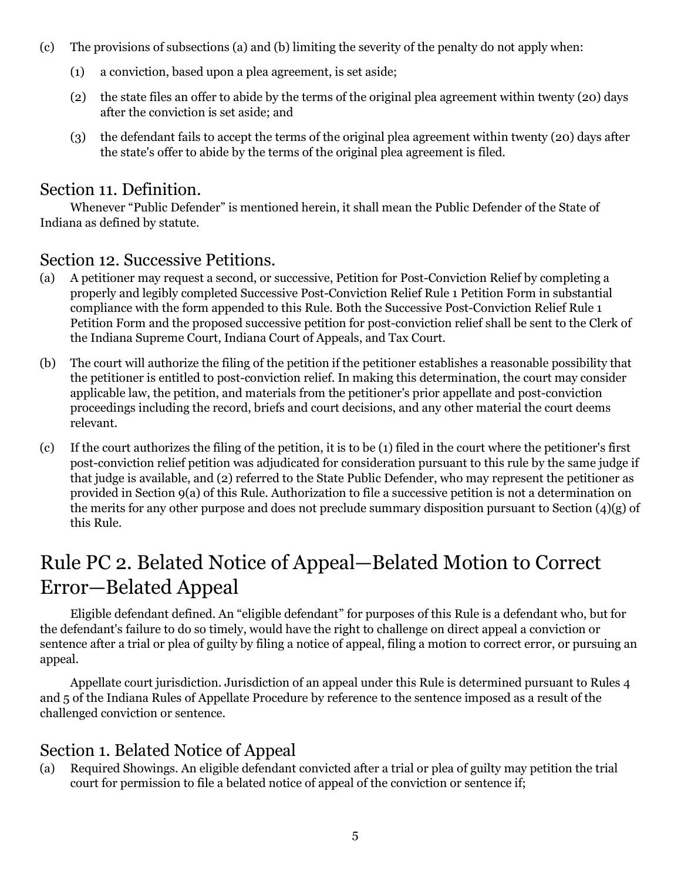(c) The provisions of subsections (a) and (b) limiting the severity of the penalty do not apply when:

  (1) a conviction, based upon a plea agreement, is set aside;

  (2) the state files an offer to abide by the terms of the original plea agreement within twenty (20) days after the conviction is set aside; and

  (3) the defendant fails to accept the terms of the original plea agreement within twenty (20) days after the state's offer to abide by the terms of the original plea agreement is filed.

## Section 11. Definition.

Whenever "Public Defender" is mentioned herein, it shall mean the Public Defender of the State of Indiana as defined by statute.

## Section 12. Successive Petitions.

(a) A petitioner may request a second, or successive, Petition for Post-Conviction Relief by completing a properly and legibly completed Successive Post-Conviction Relief Rule 1 Petition Form in substantial compliance with the form appended to this Rule. Both the Successive Post-Conviction Relief Rule 1 Petition Form and the proposed successive petition for post-conviction relief shall be sent to the Clerk of the Indiana Supreme Court, Indiana Court of Appeals, and Tax Court.

(b) The court will authorize the filing of the petition if the petitioner establishes a reasonable possibility that the petitioner is entitled to post-conviction relief. In making this determination, the court may consider applicable law, the petition, and materials from the petitioner's prior appellate and post-conviction proceedings including the record, briefs and court decisions, and any other material the court deems relevant.

(c) If the court authorizes the filing of the petition, it is to be (1) filed in the court where the petitioner's first post-conviction relief petition was adjudicated for consideration pursuant to this rule by the same judge if that judge is available, and (2) referred to the State Public Defender, who may represent the petitioner as provided in Section 9(a) of this Rule. Authorization to file a successive petition is not a determination on the merits for any other purpose and does not preclude summary disposition pursuant to Section (4)(g) of this Rule.

# Rule PC 2. Belated Notice of Appeal—Belated Motion to Correct Error—Belated Appeal

Eligible defendant defined. An "eligible defendant" for purposes of this Rule is a defendant who, but for the defendant's failure to do so timely, would have the right to challenge on direct appeal a conviction or sentence after a trial or plea of guilty by filing a notice of appeal, filing a motion to correct error, or pursuing an appeal.

Appellate court jurisdiction. Jurisdiction of an appeal under this Rule is determined pursuant to Rules 4 and 5 of the Indiana Rules of Appellate Procedure by reference to the sentence imposed as a result of the challenged conviction or sentence.

## Section 1. Belated Notice of Appeal

(a) Required Showings. An eligible defendant convicted after a trial or plea of guilty may petition the trial court for permission to file a belated notice of appeal of the conviction or sentence if;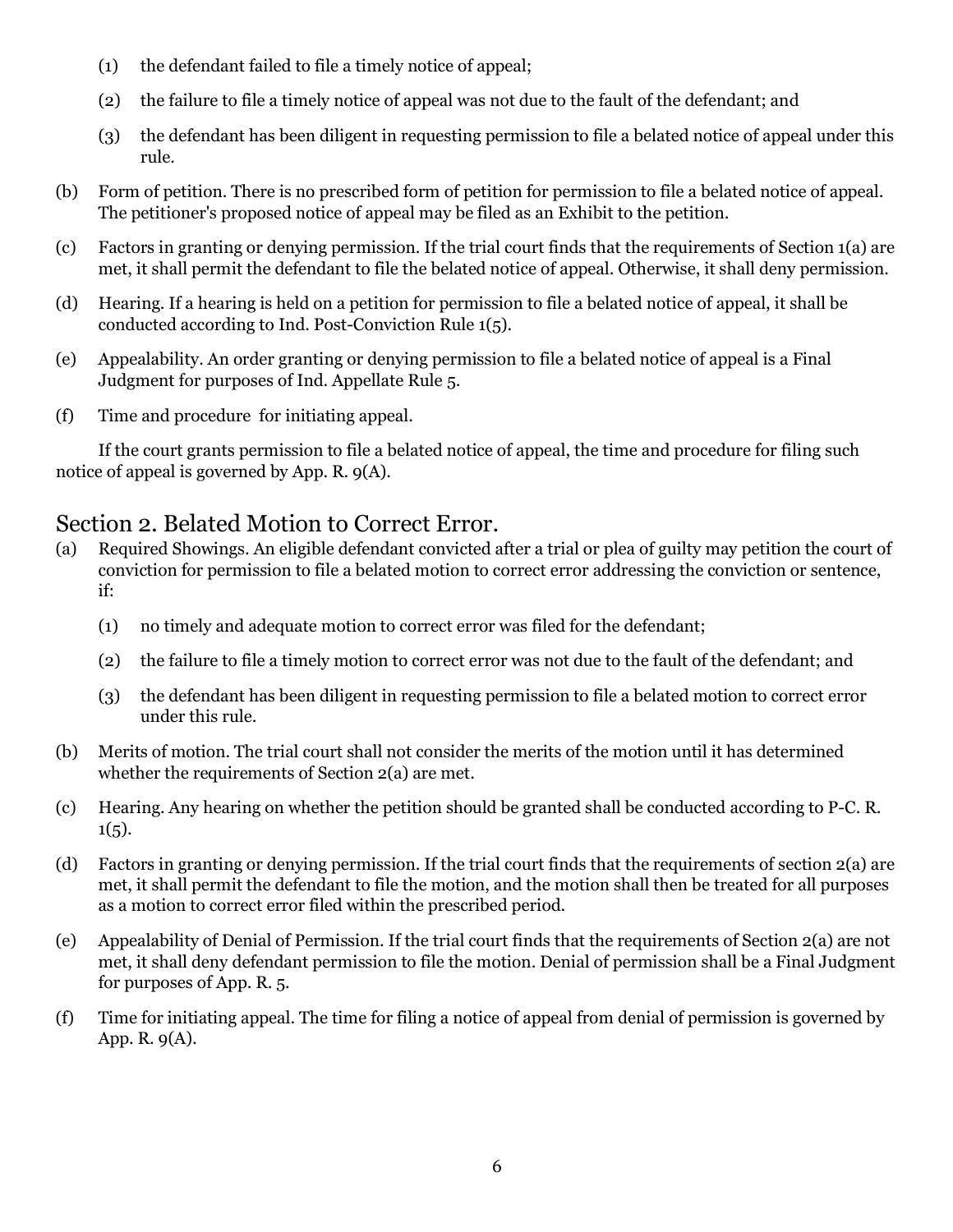(1) the defendant failed to file a timely notice of appeal;

(2) the failure to file a timely notice of appeal was not due to the fault of the defendant; and

(3) the defendant has been diligent in requesting permission to file a belated notice of appeal under this rule.

(b) Form of petition. There is no prescribed form of petition for permission to file a belated notice of appeal. The petitioner's proposed notice of appeal may be filed as an Exhibit to the petition.

(c) Factors in granting or denying permission. If the trial court finds that the requirements of Section 1(a) are met, it shall permit the defendant to file the belated notice of appeal. Otherwise, it shall deny permission.

(d) Hearing. If a hearing is held on a petition for permission to file a belated notice of appeal, it shall be conducted according to Ind. Post-Conviction Rule 1(5).

(e) Appealability. An order granting or denying permission to file a belated notice of appeal is a Final Judgment for purposes of Ind. Appellate Rule 5.

(f) Time and procedure for initiating appeal.

If the court grants permission to file a belated notice of appeal, the time and procedure for filing such notice of appeal is governed by App. R. 9(A).

## Section 2. Belated Motion to Correct Error.

(a) Required Showings. An eligible defendant convicted after a trial or plea of guilty may petition the court of conviction for permission to file a belated motion to correct error addressing the conviction or sentence, if:

(1) no timely and adequate motion to correct error was filed for the defendant;

(2) the failure to file a timely motion to correct error was not due to the fault of the defendant; and

(3) the defendant has been diligent in requesting permission to file a belated motion to correct error under this rule.

(b) Merits of motion. The trial court shall not consider the merits of the motion until it has determined whether the requirements of Section 2(a) are met.

(c) Hearing. Any hearing on whether the petition should be granted shall be conducted according to P-C. R. 1(5).

(d) Factors in granting or denying permission. If the trial court finds that the requirements of section 2(a) are met, it shall permit the defendant to file the motion, and the motion shall then be treated for all purposes as a motion to correct error filed within the prescribed period.

(e) Appealability of Denial of Permission. If the trial court finds that the requirements of Section 2(a) are not met, it shall deny defendant permission to file the motion. Denial of permission shall be a Final Judgment for purposes of App. R. 5.

(f) Time for initiating appeal. The time for filing a notice of appeal from denial of permission is governed by App. R. 9(A).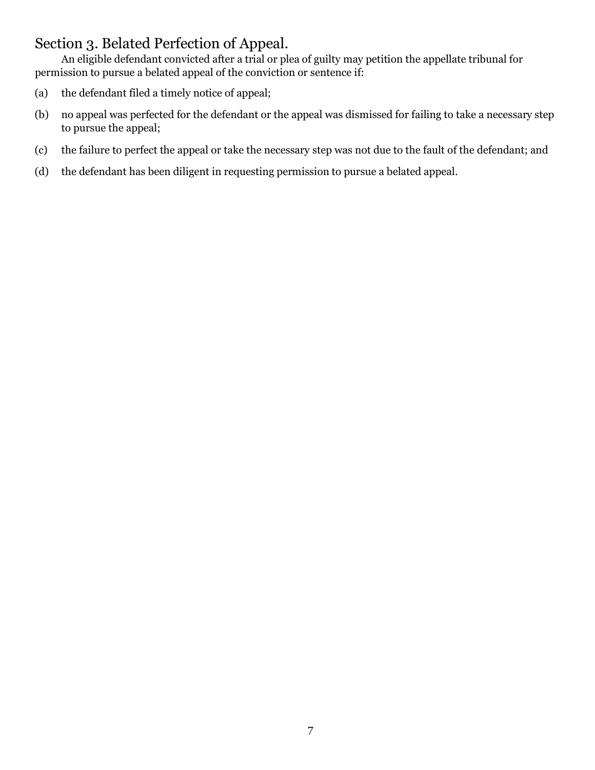## Section 3. Belated Perfection of Appeal.

An eligible defendant convicted after a trial or plea of guilty may petition the appellate tribunal for permission to pursue a belated appeal of the conviction or sentence if:

(a) the defendant filed a timely notice of appeal;

(b) no appeal was perfected for the defendant or the appeal was dismissed for failing to take a necessary step to pursue the appeal;

(c) the failure to perfect the appeal or take the necessary step was not due to the fault of the defendant; and

(d) the defendant has been diligent in requesting permission to pursue a belated appeal.